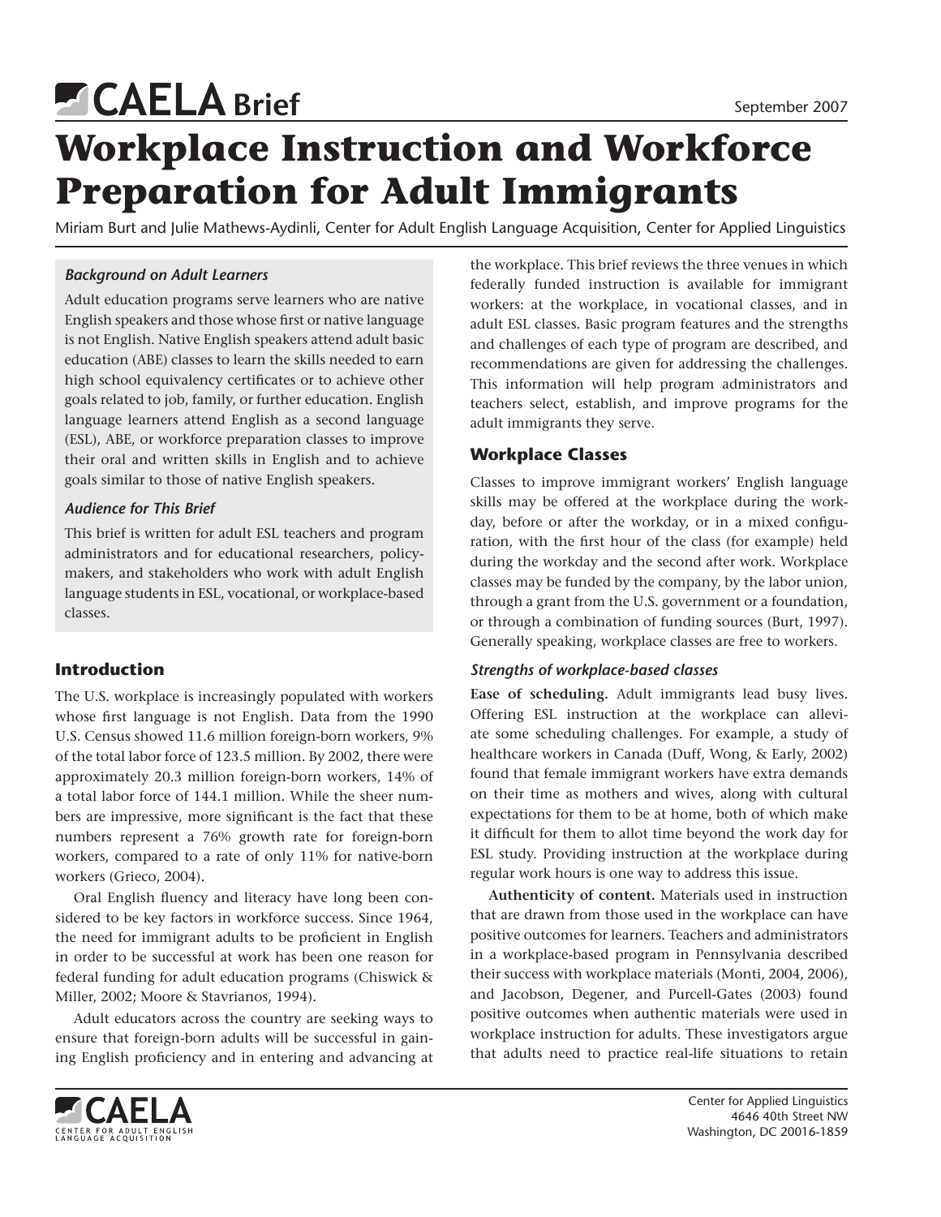CAELA Brief

September 2007

# Workplace Instruction and Workforce Preparation for Adult Immigrants

Miriam Burt and Julie Mathews-Aydinli, Center for Adult English Language Acquisition, Center for Applied Linguistics

### *Background on Adult Learners*

Adult education programs serve learners who are native English speakers and those whose first or native language is not English. Native English speakers attend adult basic education (ABE) classes to learn the skills needed to earn high school equivalency certificates or to achieve other goals related to job, family, or further education. English language learners attend English as a second language (ESL), ABE, or workforce preparation classes to improve their oral and written skills in English and to achieve goals similar to those of native English speakers.

### *Audience for This Brief*

This brief is written for adult ESL teachers and program administrators and for educational researchers, policymakers, and stakeholders who work with adult English language students in ESL, vocational, or workplace-based classes.

## Introduction

The U.S. workplace is increasingly populated with workers whose first language is not English. Data from the 1990 U.S. Census showed 11.6 million foreign-born workers, 9% of the total labor force of 123.5 million. By 2002, there were approximately 20.3 million foreign-born workers, 14% of a total labor force of 144.1 million. While the sheer numbers are impressive, more significant is the fact that these numbers represent a 76% growth rate for foreign-born workers, compared to a rate of only 11% for native-born workers (Grieco, 2004).

Oral English fluency and literacy have long been considered to be key factors in workforce success. Since 1964, the need for immigrant adults to be proficient in English in order to be successful at work has been one reason for federal funding for adult education programs (Chiswick & Miller, 2002; Moore & Stavrianos, 1994).

Adult educators across the country are seeking ways to ensure that foreign-born adults will be successful in gaining English proficiency and in entering and advancing at the workplace. This brief reviews the three venues in which federally funded instruction is available for immigrant workers: at the workplace, in vocational classes, and in adult ESL classes. Basic program features and the strengths and challenges of each type of program are described, and recommendations are given for addressing the challenges. This information will help program administrators and teachers select, establish, and improve programs for the adult immigrants they serve.

## Workplace Classes

Classes to improve immigrant workers' English language skills may be offered at the workplace during the workday, before or after the workday, or in a mixed configuration, with the first hour of the class (for example) held during the workday and the second after work. Workplace classes may be funded by the company, by the labor union, through a grant from the U.S. government or a foundation, or through a combination of funding sources (Burt, 1997). Generally speaking, workplace classes are free to workers.

### *Strengths of workplace-based classes*

**Ease of scheduling.** Adult immigrants lead busy lives. Offering ESL instruction at the workplace can alleviate some scheduling challenges. For example, a study of healthcare workers in Canada (Duff, Wong, & Early, 2002) found that female immigrant workers have extra demands on their time as mothers and wives, along with cultural expectations for them to be at home, both of which make it difficult for them to allot time beyond the work day for ESL study. Providing instruction at the workplace during regular work hours is one way to address this issue.

**Authenticity of content.** Materials used in instruction that are drawn from those used in the workplace can have positive outcomes for learners. Teachers and administrators in a workplace-based program in Pennsylvania described their success with workplace materials (Monti, 2004, 2006), and Jacobson, Degener, and Purcell-Gates (2003) found positive outcomes when authentic materials were used in workplace instruction for adults. These investigators argue that adults need to practice real-life situations to retain

CAELA CENTER FOR ADULT ENGLISH LANGUAGE ACQUISITION

Center for Applied Linguistics
4646 40th Street NW
Washington, DC 20016-1859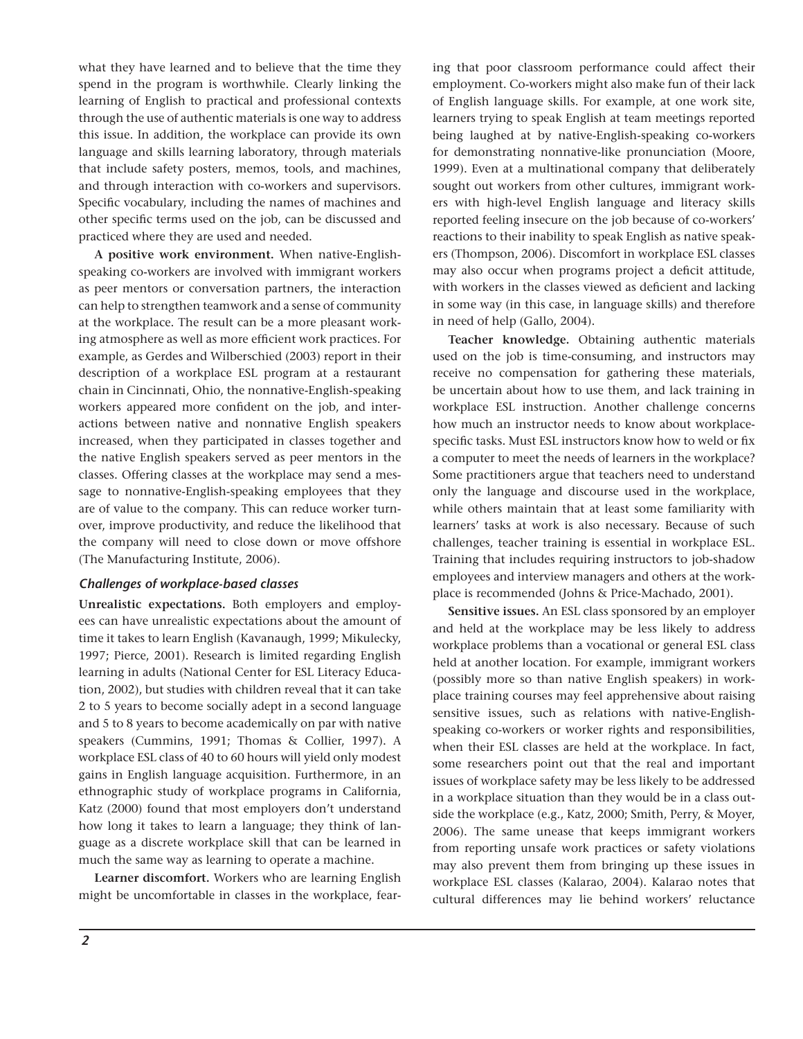what they have learned and to believe that the time they spend in the program is worthwhile. Clearly linking the learning of English to practical and professional contexts through the use of authentic materials is one way to address this issue. In addition, the workplace can provide its own language and skills learning laboratory, through materials that include safety posters, memos, tools, and machines, and through interaction with co-workers and supervisors. Specific vocabulary, including the names of machines and other specific terms used on the job, can be discussed and practiced where they are used and needed.

**A positive work environment.** When native-English-speaking co-workers are involved with immigrant workers as peer mentors or conversation partners, the interaction can help to strengthen teamwork and a sense of community at the workplace. The result can be a more pleasant working atmosphere as well as more efficient work practices. For example, as Gerdes and Wilberschied (2003) report in their description of a workplace ESL program at a restaurant chain in Cincinnati, Ohio, the nonnative-English-speaking workers appeared more confident on the job, and interactions between native and nonnative English speakers increased, when they participated in classes together and the native English speakers served as peer mentors in the classes. Offering classes at the workplace may send a message to nonnative-English-speaking employees that they are of value to the company. This can reduce worker turnover, improve productivity, and reduce the likelihood that the company will need to close down or move offshore (The Manufacturing Institute, 2006).

### *Challenges of workplace-based classes*

**Unrealistic expectations.** Both employers and employees can have unrealistic expectations about the amount of time it takes to learn English (Kavanaugh, 1999; Mikulecky, 1997; Pierce, 2001). Research is limited regarding English learning in adults (National Center for ESL Literacy Education, 2002), but studies with children reveal that it can take 2 to 5 years to become socially adept in a second language and 5 to 8 years to become academically on par with native speakers (Cummins, 1991; Thomas & Collier, 1997). A workplace ESL class of 40 to 60 hours will yield only modest gains in English language acquisition. Furthermore, in an ethnographic study of workplace programs in California, Katz (2000) found that most employers don't understand how long it takes to learn a language; they think of language as a discrete workplace skill that can be learned in much the same way as learning to operate a machine.

**Learner discomfort.** Workers who are learning English might be uncomfortable in classes in the workplace, fearing that poor classroom performance could affect their employment. Co-workers might also make fun of their lack of English language skills. For example, at one work site, learners trying to speak English at team meetings reported being laughed at by native-English-speaking co-workers for demonstrating nonnative-like pronunciation (Moore, 1999). Even at a multinational company that deliberately sought out workers from other cultures, immigrant workers with high-level English language and literacy skills reported feeling insecure on the job because of co-workers' reactions to their inability to speak English as native speakers (Thompson, 2006). Discomfort in workplace ESL classes may also occur when programs project a deficit attitude, with workers in the classes viewed as deficient and lacking in some way (in this case, in language skills) and therefore in need of help (Gallo, 2004).

**Teacher knowledge.** Obtaining authentic materials used on the job is time-consuming, and instructors may receive no compensation for gathering these materials, be uncertain about how to use them, and lack training in workplace ESL instruction. Another challenge concerns how much an instructor needs to know about workplace-specific tasks. Must ESL instructors know how to weld or fix a computer to meet the needs of learners in the workplace? Some practitioners argue that teachers need to understand only the language and discourse used in the workplace, while others maintain that at least some familiarity with learners' tasks at work is also necessary. Because of such challenges, teacher training is essential in workplace ESL. Training that includes requiring instructors to job-shadow employees and interview managers and others at the workplace is recommended (Johns & Price-Machado, 2001).

**Sensitive issues.** An ESL class sponsored by an employer and held at the workplace may be less likely to address workplace problems than a vocational or general ESL class held at another location. For example, immigrant workers (possibly more so than native English speakers) in workplace training courses may feel apprehensive about raising sensitive issues, such as relations with native-English-speaking co-workers or worker rights and responsibilities, when their ESL classes are held at the workplace. In fact, some researchers point out that the real and important issues of workplace safety may be less likely to be addressed in a workplace situation than they would be in a class outside the workplace (e.g., Katz, 2000; Smith, Perry, & Moyer, 2006). The same unease that keeps immigrant workers from reporting unsafe work practices or safety violations may also prevent them from bringing up these issues in workplace ESL classes (Kalarao, 2004). Kalarao notes that cultural differences may lie behind workers' reluctance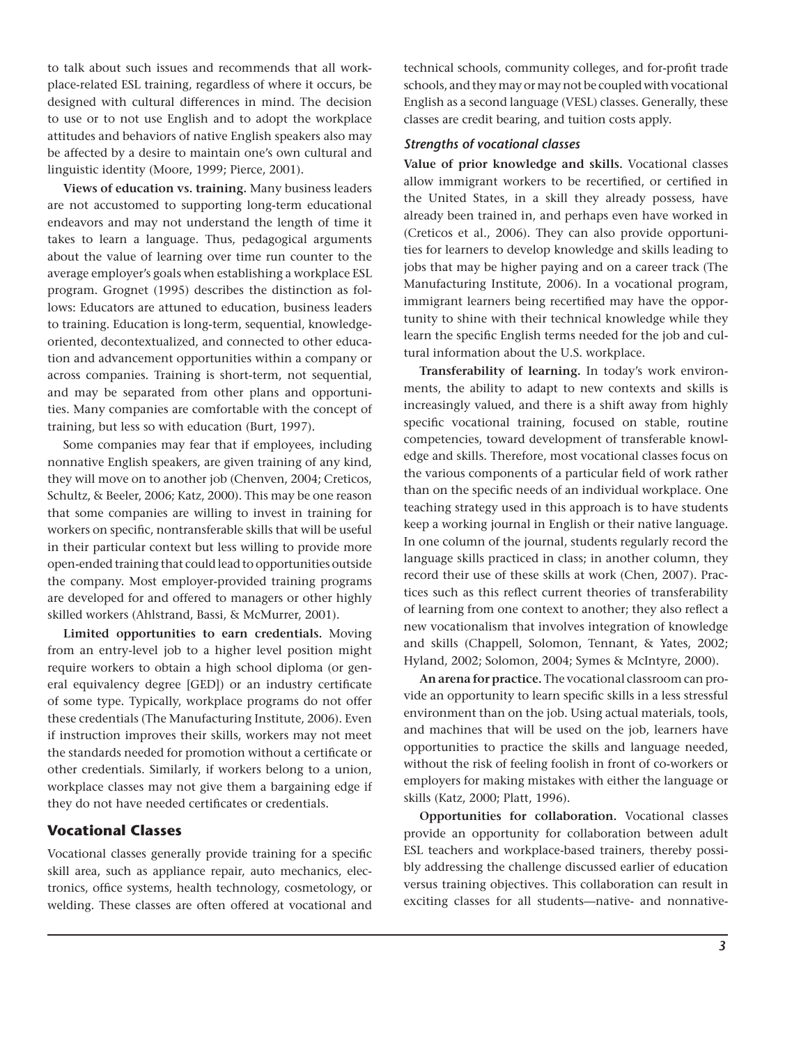to talk about such issues and recommends that all workplace-related ESL training, regardless of where it occurs, be designed with cultural differences in mind. The decision to use or to not use English and to adopt the workplace attitudes and behaviors of native English speakers also may be affected by a desire to maintain one's own cultural and linguistic identity (Moore, 1999; Pierce, 2001).

**Views of education vs. training.** Many business leaders are not accustomed to supporting long-term educational endeavors and may not understand the length of time it takes to learn a language. Thus, pedagogical arguments about the value of learning over time run counter to the average employer's goals when establishing a workplace ESL program. Grognet (1995) describes the distinction as follows: Educators are attuned to education, business leaders to training. Education is long-term, sequential, knowledge-oriented, decontextualized, and connected to other education and advancement opportunities within a company or across companies. Training is short-term, not sequential, and may be separated from other plans and opportunities. Many companies are comfortable with the concept of training, but less so with education (Burt, 1997).

Some companies may fear that if employees, including nonnative English speakers, are given training of any kind, they will move on to another job (Chenven, 2004; Creticos, Schultz, & Beeler, 2006; Katz, 2000). This may be one reason that some companies are willing to invest in training for workers on specific, nontransferable skills that will be useful in their particular context but less willing to provide more open-ended training that could lead to opportunities outside the company. Most employer-provided training programs are developed for and offered to managers or other highly skilled workers (Ahlstrand, Bassi, & McMurrer, 2001).

**Limited opportunities to earn credentials.** Moving from an entry-level job to a higher level position might require workers to obtain a high school diploma (or general equivalency degree [GED]) or an industry certificate of some type. Typically, workplace programs do not offer these credentials (The Manufacturing Institute, 2006). Even if instruction improves their skills, workers may not meet the standards needed for promotion without a certificate or other credentials. Similarly, if workers belong to a union, workplace classes may not give them a bargaining edge if they do not have needed certificates or credentials.

## Vocational Classes

Vocational classes generally provide training for a specific skill area, such as appliance repair, auto mechanics, electronics, office systems, health technology, cosmetology, or welding. These classes are often offered at vocational and technical schools, community colleges, and for-profit trade schools, and they may or may not be coupled with vocational English as a second language (VESL) classes. Generally, these classes are credit bearing, and tuition costs apply.

### *Strengths of vocational classes*

**Value of prior knowledge and skills.** Vocational classes allow immigrant workers to be recertified, or certified in the United States, in a skill they already possess, have already been trained in, and perhaps even have worked in (Creticos et al., 2006). They can also provide opportunities for learners to develop knowledge and skills leading to jobs that may be higher paying and on a career track (The Manufacturing Institute, 2006). In a vocational program, immigrant learners being recertified may have the opportunity to shine with their technical knowledge while they learn the specific English terms needed for the job and cultural information about the U.S. workplace.

**Transferability of learning.** In today's work environments, the ability to adapt to new contexts and skills is increasingly valued, and there is a shift away from highly specific vocational training, focused on stable, routine competencies, toward development of transferable knowledge and skills. Therefore, most vocational classes focus on the various components of a particular field of work rather than on the specific needs of an individual workplace. One teaching strategy used in this approach is to have students keep a working journal in English or their native language. In one column of the journal, students regularly record the language skills practiced in class; in another column, they record their use of these skills at work (Chen, 2007). Practices such as this reflect current theories of transferability of learning from one context to another; they also reflect a new vocationalism that involves integration of knowledge and skills (Chappell, Solomon, Tennant, & Yates, 2002; Hyland, 2002; Solomon, 2004; Symes & McIntyre, 2000).

**An arena for practice.** The vocational classroom can provide an opportunity to learn specific skills in a less stressful environment than on the job. Using actual materials, tools, and machines that will be used on the job, learners have opportunities to practice the skills and language needed, without the risk of feeling foolish in front of co-workers or employers for making mistakes with either the language or skills (Katz, 2000; Platt, 1996).

**Opportunities for collaboration.** Vocational classes provide an opportunity for collaboration between adult ESL teachers and workplace-based trainers, thereby possibly addressing the challenge discussed earlier of education versus training objectives. This collaboration can result in exciting classes for all students—native- and nonnative-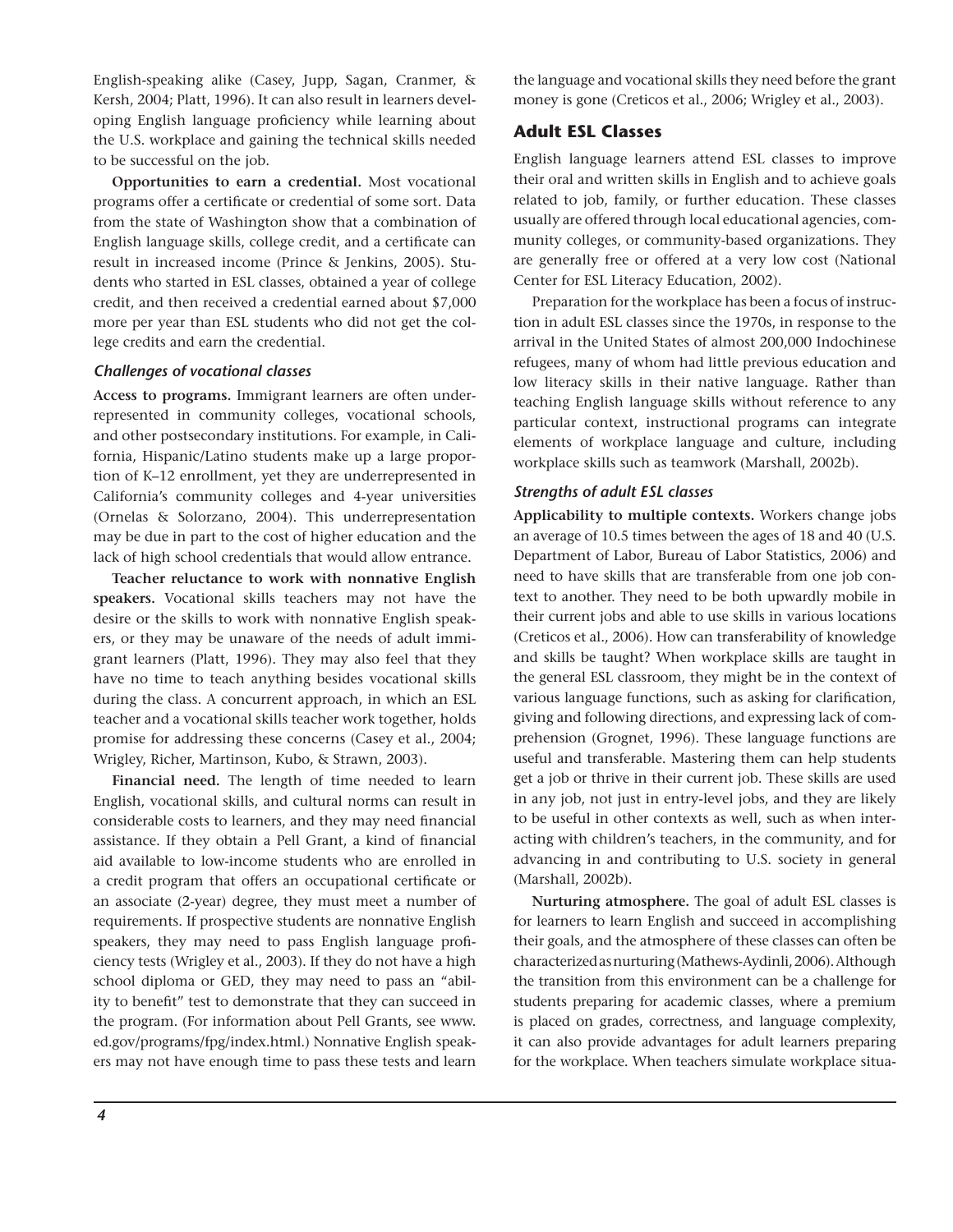English-speaking alike (Casey, Jupp, Sagan, Cranmer, & Kersh, 2004; Platt, 1996). It can also result in learners developing English language proficiency while learning about the U.S. workplace and gaining the technical skills needed to be successful on the job.

**Opportunities to earn a credential.** Most vocational programs offer a certificate or credential of some sort. Data from the state of Washington show that a combination of English language skills, college credit, and a certificate can result in increased income (Prince & Jenkins, 2005). Students who started in ESL classes, obtained a year of college credit, and then received a credential earned about $7,000 more per year than ESL students who did not get the college credits and earn the credential.

### *Challenges of vocational classes*

**Access to programs.** Immigrant learners are often underrepresented in community colleges, vocational schools, and other postsecondary institutions. For example, in California, Hispanic/Latino students make up a large proportion of K–12 enrollment, yet they are underrepresented in California's community colleges and 4-year universities (Ornelas & Solorzano, 2004). This underrepresentation may be due in part to the cost of higher education and the lack of high school credentials that would allow entrance.

**Teacher reluctance to work with nonnative English speakers.** Vocational skills teachers may not have the desire or the skills to work with nonnative English speakers, or they may be unaware of the needs of adult immigrant learners (Platt, 1996). They may also feel that they have no time to teach anything besides vocational skills during the class. A concurrent approach, in which an ESL teacher and a vocational skills teacher work together, holds promise for addressing these concerns (Casey et al., 2004; Wrigley, Richer, Martinson, Kubo, & Strawn, 2003).

**Financial need.** The length of time needed to learn English, vocational skills, and cultural norms can result in considerable costs to learners, and they may need financial assistance. If they obtain a Pell Grant, a kind of financial aid available to low-income students who are enrolled in a credit program that offers an occupational certificate or an associate (2-year) degree, they must meet a number of requirements. If prospective students are nonnative English speakers, they may need to pass English language proficiency tests (Wrigley et al., 2003). If they do not have a high school diploma or GED, they may need to pass an "ability to benefit" test to demonstrate that they can succeed in the program. (For information about Pell Grants, see www.ed.gov/programs/fpg/index.html.) Nonnative English speakers may not have enough time to pass these tests and learn the language and vocational skills they need before the grant money is gone (Creticos et al., 2006; Wrigley et al., 2003).

## Adult ESL Classes

English language learners attend ESL classes to improve their oral and written skills in English and to achieve goals related to job, family, or further education. These classes usually are offered through local educational agencies, community colleges, or community-based organizations. They are generally free or offered at a very low cost (National Center for ESL Literacy Education, 2002).

Preparation for the workplace has been a focus of instruction in adult ESL classes since the 1970s, in response to the arrival in the United States of almost 200,000 Indochinese refugees, many of whom had little previous education and low literacy skills in their native language. Rather than teaching English language skills without reference to any particular context, instructional programs can integrate elements of workplace language and culture, including workplace skills such as teamwork (Marshall, 2002b).

### *Strengths of adult ESL classes*

**Applicability to multiple contexts.** Workers change jobs an average of 10.5 times between the ages of 18 and 40 (U.S. Department of Labor, Bureau of Labor Statistics, 2006) and need to have skills that are transferable from one job context to another. They need to be both upwardly mobile in their current jobs and able to use skills in various locations (Creticos et al., 2006). How can transferability of knowledge and skills be taught? When workplace skills are taught in the general ESL classroom, they might be in the context of various language functions, such as asking for clarification, giving and following directions, and expressing lack of comprehension (Grognet, 1996). These language functions are useful and transferable. Mastering them can help students get a job or thrive in their current job. These skills are used in any job, not just in entry-level jobs, and they are likely to be useful in other contexts as well, such as when interacting with children's teachers, in the community, and for advancing in and contributing to U.S. society in general (Marshall, 2002b).

**Nurturing atmosphere.** The goal of adult ESL classes is for learners to learn English and succeed in accomplishing their goals, and the atmosphere of these classes can often be characterized as nurturing (Mathews-Aydinli, 2006). Although the transition from this environment can be a challenge for students preparing for academic classes, where a premium is placed on grades, correctness, and language complexity, it can also provide advantages for adult learners preparing for the workplace. When teachers simulate workplace situa-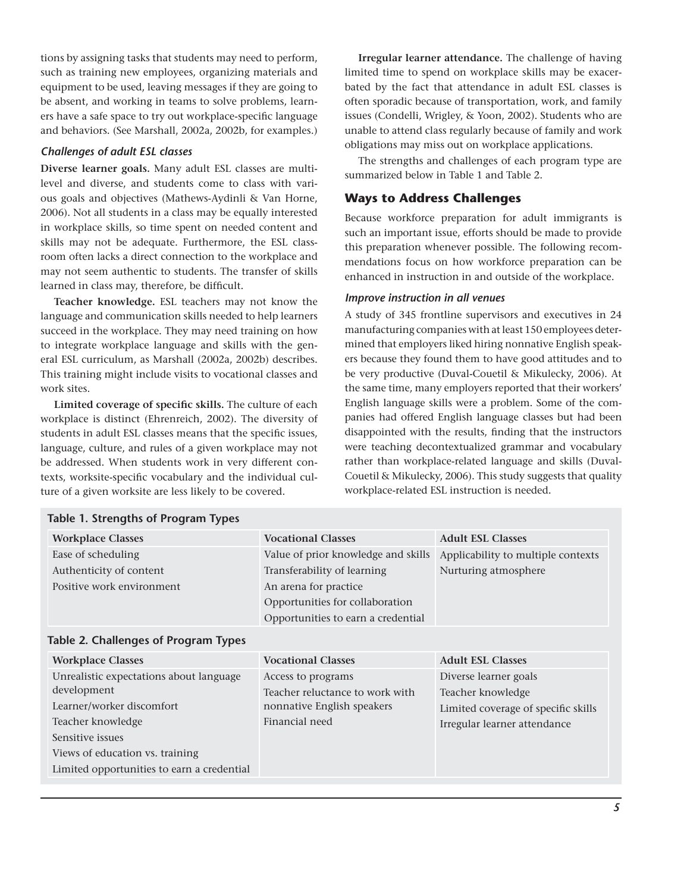tions by assigning tasks that students may need to perform, such as training new employees, organizing materials and equipment to be used, leaving messages if they are going to be absent, and working in teams to solve problems, learners have a safe space to try out workplace-specific language and behaviors. (See Marshall, 2002a, 2002b, for examples.)

### *Challenges of adult ESL classes*

**Diverse learner goals.** Many adult ESL classes are multilevel and diverse, and students come to class with various goals and objectives (Mathews-Aydinli & Van Horne, 2006). Not all students in a class may be equally interested in workplace skills, so time spent on needed content and skills may not be adequate. Furthermore, the ESL classroom often lacks a direct connection to the workplace and may not seem authentic to students. The transfer of skills learned in class may, therefore, be difficult.

**Teacher knowledge.** ESL teachers may not know the language and communication skills needed to help learners succeed in the workplace. They may need training on how to integrate workplace language and skills with the general ESL curriculum, as Marshall (2002a, 2002b) describes. This training might include visits to vocational classes and work sites.

**Limited coverage of specific skills.** The culture of each workplace is distinct (Ehrenreich, 2002). The diversity of students in adult ESL classes means that the specific issues, language, culture, and rules of a given workplace may not be addressed. When students work in very different contexts, worksite-specific vocabulary and the individual culture of a given worksite are less likely to be covered.

**Irregular learner attendance.** The challenge of having limited time to spend on workplace skills may be exacerbated by the fact that attendance in adult ESL classes is often sporadic because of transportation, work, and family issues (Condelli, Wrigley, & Yoon, 2002). Students who are unable to attend class regularly because of family and work obligations may miss out on workplace applications.

The strengths and challenges of each program type are summarized below in Table 1 and Table 2.

## Ways to Address Challenges

Because workforce preparation for adult immigrants is such an important issue, efforts should be made to provide this preparation whenever possible. The following recommendations focus on how workforce preparation can be enhanced in instruction in and outside of the workplace.

### *Improve instruction in all venues*

A study of 345 frontline supervisors and executives in 24 manufacturing companies with at least 150 employees determined that employers liked hiring nonnative English speakers because they found them to have good attitudes and to be very productive (Duval-Couetil & Mikulecky, 2006). At the same time, many employers reported that their workers' English language skills were a problem. Some of the companies had offered English language classes but had been disappointed with the results, finding that the instructors were teaching decontextualized grammar and vocabulary rather than workplace-related language and skills (Duval-Couetil & Mikulecky, 2006). This study suggests that quality workplace-related ESL instruction is needed.

**Table 1. Strengths of Program Types**

| Workplace Classes | Vocational Classes | Adult ESL Classes |
|---|---|---|
| Ease of scheduling | Value of prior knowledge and skills | Applicability to multiple contexts |
| Authenticity of content | Transferability of learning | Nurturing atmosphere |
| Positive work environment | An arena for practice | |
| | Opportunities for collaboration | |
| | Opportunities to earn a credential | |

**Table 2. Challenges of Program Types**

| Workplace Classes | Vocational Classes | Adult ESL Classes |
|---|---|---|
| Unrealistic expectations about language development | Access to programs | Diverse learner goals |
| Learner/worker discomfort | Teacher reluctance to work with nonnative English speakers | Teacher knowledge |
| Teacher knowledge | Financial need | Limited coverage of specific skills |
| Sensitive issues | | Irregular learner attendance |
| Views of education vs. training | | |
| Limited opportunities to earn a credential | | |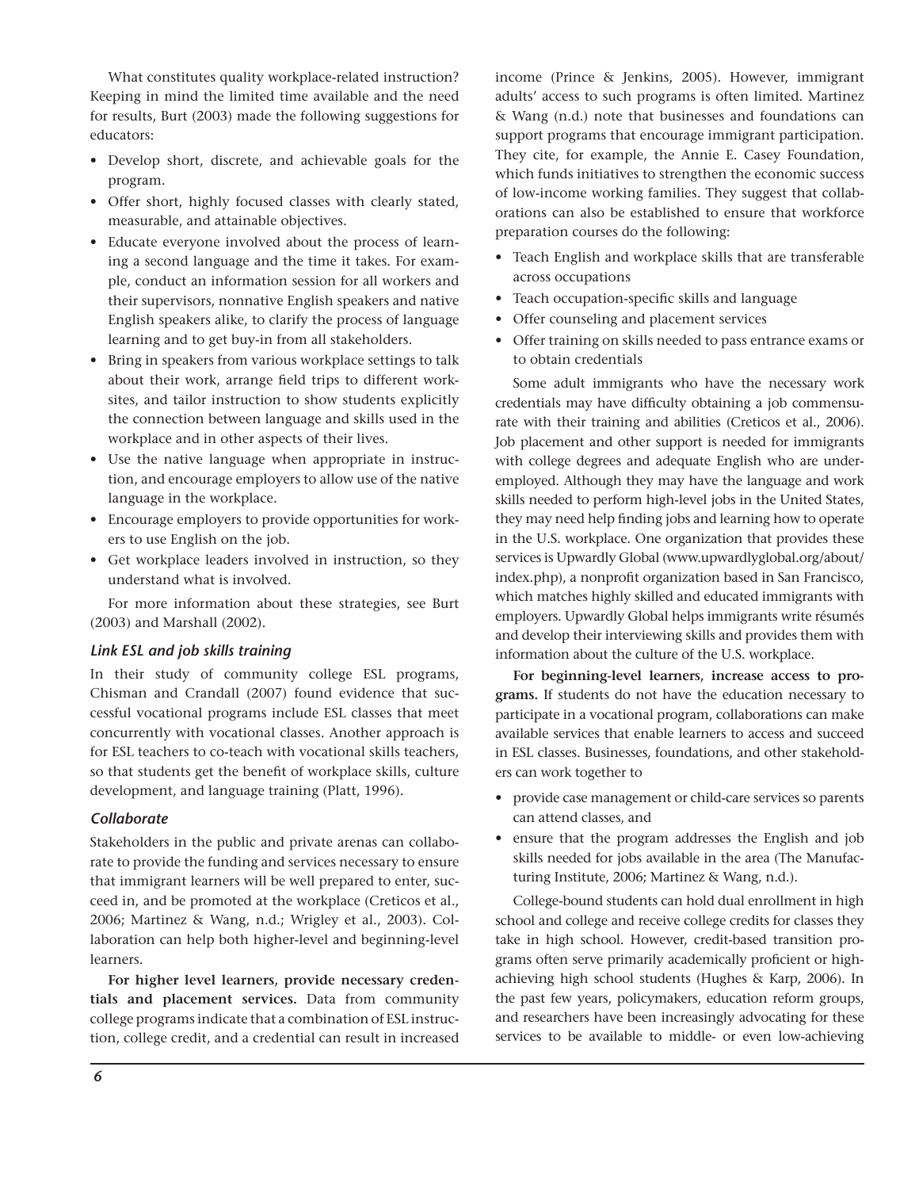What constitutes quality workplace-related instruction? Keeping in mind the limited time available and the need for results, Burt (2003) made the following suggestions for educators:

- Develop short, discrete, and achievable goals for the program.
- Offer short, highly focused classes with clearly stated, measurable, and attainable objectives.
- Educate everyone involved about the process of learning a second language and the time it takes. For example, conduct an information session for all workers and their supervisors, nonnative English speakers and native English speakers alike, to clarify the process of language learning and to get buy-in from all stakeholders.
- Bring in speakers from various workplace settings to talk about their work, arrange field trips to different worksites, and tailor instruction to show students explicitly the connection between language and skills used in the workplace and in other aspects of their lives.
- Use the native language when appropriate in instruction, and encourage employers to allow use of the native language in the workplace.
- Encourage employers to provide opportunities for workers to use English on the job.
- Get workplace leaders involved in instruction, so they understand what is involved.

For more information about these strategies, see Burt (2003) and Marshall (2002).

### *Link ESL and job skills training*

In their study of community college ESL programs, Chisman and Crandall (2007) found evidence that successful vocational programs include ESL classes that meet concurrently with vocational classes. Another approach is for ESL teachers to co-teach with vocational skills teachers, so that students get the benefit of workplace skills, culture development, and language training (Platt, 1996).

### *Collaborate*

Stakeholders in the public and private arenas can collaborate to provide the funding and services necessary to ensure that immigrant learners will be well prepared to enter, succeed in, and be promoted at the workplace (Creticos et al., 2006; Martinez & Wang, n.d.; Wrigley et al., 2003). Collaboration can help both higher-level and beginning-level learners.

**For higher level learners, provide necessary credentials and placement services.** Data from community college programs indicate that a combination of ESL instruction, college credit, and a credential can result in increased income (Prince & Jenkins, 2005). However, immigrant adults' access to such programs is often limited. Martinez & Wang (n.d.) note that businesses and foundations can support programs that encourage immigrant participation. They cite, for example, the Annie E. Casey Foundation, which funds initiatives to strengthen the economic success of low-income working families. They suggest that collaborations can also be established to ensure that workforce preparation courses do the following:

- Teach English and workplace skills that are transferable across occupations
- Teach occupation-specific skills and language
- Offer counseling and placement services
- Offer training on skills needed to pass entrance exams or to obtain credentials

Some adult immigrants who have the necessary work credentials may have difficulty obtaining a job commensurate with their training and abilities (Creticos et al., 2006). Job placement and other support is needed for immigrants with college degrees and adequate English who are underemployed. Although they may have the language and work skills needed to perform high-level jobs in the United States, they may need help finding jobs and learning how to operate in the U.S. workplace. One organization that provides these services is Upwardly Global (www.upwardlyglobal.org/about/index.php), a nonprofit organization based in San Francisco, which matches highly skilled and educated immigrants with employers. Upwardly Global helps immigrants write résumés and develop their interviewing skills and provides them with information about the culture of the U.S. workplace.

**For beginning-level learners, increase access to programs.** If students do not have the education necessary to participate in a vocational program, collaborations can make available services that enable learners to access and succeed in ESL classes. Businesses, foundations, and other stakeholders can work together to

- provide case management or child-care services so parents can attend classes, and
- ensure that the program addresses the English and job skills needed for jobs available in the area (The Manufacturing Institute, 2006; Martinez & Wang, n.d.).

College-bound students can hold dual enrollment in high school and college and receive college credits for classes they take in high school. However, credit-based transition programs often serve primarily academically proficient or high-achieving high school students (Hughes & Karp, 2006). In the past few years, policymakers, education reform groups, and researchers have been increasingly advocating for these services to be available to middle- or even low-achieving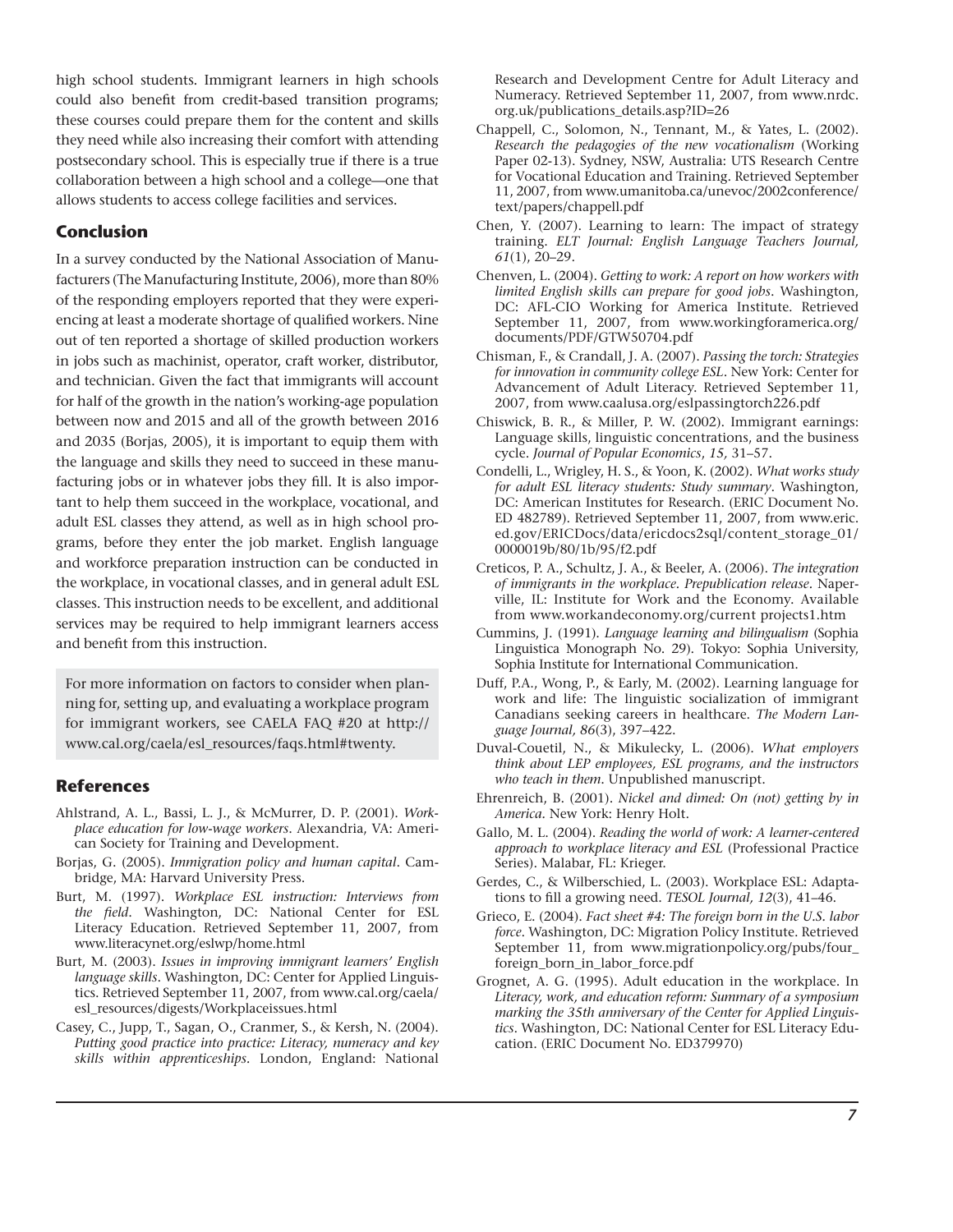high school students. Immigrant learners in high schools could also benefit from credit-based transition programs; these courses could prepare them for the content and skills they need while also increasing their comfort with attending postsecondary school. This is especially true if there is a true collaboration between a high school and a college—one that allows students to access college facilities and services.

## Conclusion

In a survey conducted by the National Association of Manufacturers (The Manufacturing Institute, 2006), more than 80% of the responding employers reported that they were experiencing at least a moderate shortage of qualified workers. Nine out of ten reported a shortage of skilled production workers in jobs such as machinist, operator, craft worker, distributor, and technician. Given the fact that immigrants will account for half of the growth in the nation's working-age population between now and 2015 and all of the growth between 2016 and 2035 (Borjas, 2005), it is important to equip them with the language and skills they need to succeed in these manufacturing jobs or in whatever jobs they fill. It is also important to help them succeed in the workplace, vocational, and adult ESL classes they attend, as well as in high school programs, before they enter the job market. English language and workforce preparation instruction can be conducted in the workplace, in vocational classes, and in general adult ESL classes. This instruction needs to be excellent, and additional services may be required to help immigrant learners access and benefit from this instruction.

For more information on factors to consider when planning for, setting up, and evaluating a workplace program for immigrant workers, see CAELA FAQ #20 at http://www.cal.org/caela/esl_resources/faqs.html#twenty.

## References

Ahlstrand, A. L., Bassi, L. J., & McMurrer, D. P. (2001). *Workplace education for low-wage workers*. Alexandria, VA: American Society for Training and Development.

Borjas, G. (2005). *Immigration policy and human capital*. Cambridge, MA: Harvard University Press.

Burt, M. (1997). *Workplace ESL instruction: Interviews from the field*. Washington, DC: National Center for ESL Literacy Education. Retrieved September 11, 2007, from www.literacynet.org/eslwp/home.html

Burt, M. (2003). *Issues in improving immigrant learners' English language skills*. Washington, DC: Center for Applied Linguistics. Retrieved September 11, 2007, from www.cal.org/caela/esl_resources/digests/Workplaceissues.html

Casey, C., Jupp, T., Sagan, O., Cranmer, S., & Kersh, N. (2004). *Putting good practice into practice: Literacy, numeracy and key skills within apprenticeships*. London, England: National Research and Development Centre for Adult Literacy and Numeracy. Retrieved September 11, 2007, from www.nrdc.org.uk/publications_details.asp?ID=26

Chappell, C., Solomon, N., Tennant, M., & Yates, L. (2002). *Research the pedagogies of the new vocationalism* (Working Paper 02-13). Sydney, NSW, Australia: UTS Research Centre for Vocational Education and Training. Retrieved September 11, 2007, from www.umanitoba.ca/unevoc/2002conference/text/papers/chappell.pdf

Chen, Y. (2007). Learning to learn: The impact of strategy training. *ELT Journal: English Language Teachers Journal, 61*(1), 20–29.

Chenven, L. (2004). *Getting to work: A report on how workers with limited English skills can prepare for good jobs*. Washington, DC: AFL-CIO Working for America Institute. Retrieved September 11, 2007, from www.workingforamerica.org/documents/PDF/GTW50704.pdf

Chisman, F., & Crandall, J. A. (2007). *Passing the torch: Strategies for innovation in community college ESL*. New York: Center for Advancement of Adult Literacy. Retrieved September 11, 2007, from www.caalusa.org/eslpassingtorch226.pdf

Chiswick, B. R., & Miller, P. W. (2002). Immigrant earnings: Language skills, linguistic concentrations, and the business cycle. *Journal of Popular Economics*, *15,* 31–57.

Condelli, L., Wrigley, H. S., & Yoon, K. (2002). *What works study for adult ESL literacy students: Study summary*. Washington, DC: American Institutes for Research. (ERIC Document No. ED 482789). Retrieved September 11, 2007, from www.eric.ed.gov/ERICDocs/data/ericdocs2sql/content_storage_01/0000019b/80/1b/95/f2.pdf

Creticos, P. A., Schultz, J. A., & Beeler, A. (2006). *The integration of immigrants in the workplace*. *Prepublication release*. Naperville, IL: Institute for Work and the Economy. Available from www.workandeconomy.org/current projects1.htm

Cummins, J. (1991). *Language learning and bilingualism* (Sophia Linguistica Monograph No. 29). Tokyo: Sophia University, Sophia Institute for International Communication.

Duff, P.A., Wong, P., & Early, M. (2002). Learning language for work and life: The linguistic socialization of immigrant Canadians seeking careers in healthcare. *The Modern Language Journal, 86*(3), 397–422.

Duval-Couetil, N., & Mikulecky, L. (2006). *What employers think about LEP employees, ESL programs, and the instructors who teach in them*. Unpublished manuscript.

Ehrenreich, B. (2001). *Nickel and dimed: On (not) getting by in America*. New York: Henry Holt.

Gallo, M. L. (2004). *Reading the world of work: A learner-centered approach to workplace literacy and ESL* (Professional Practice Series). Malabar, FL: Krieger.

Gerdes, C., & Wilberschied, L. (2003). Workplace ESL: Adaptations to fill a growing need. *TESOL Journal, 12*(3), 41–46.

Grieco, E. (2004). *Fact sheet #4: The foreign born in the U.S. labor force*. Washington, DC: Migration Policy Institute. Retrieved September 11, from www.migrationpolicy.org/pubs/four_foreign_born_in_labor_force.pdf

Grognet, A. G. (1995). Adult education in the workplace. In *Literacy, work, and education reform: Summary of a symposium marking the 35th anniversary of the Center for Applied Linguistics*. Washington, DC: National Center for ESL Literacy Education. (ERIC Document No. ED379970)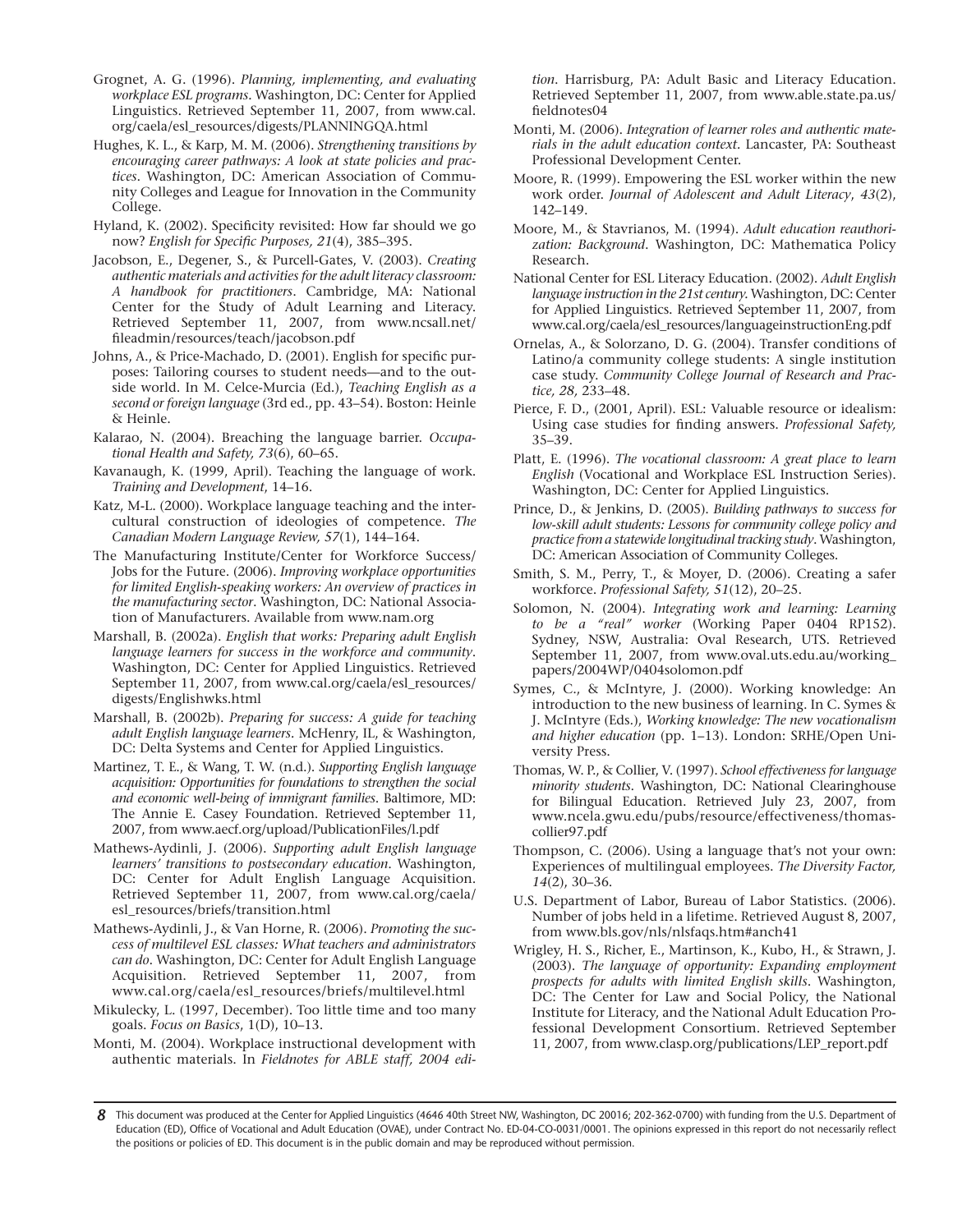Grognet, A. G. (1996). *Planning, implementing, and evaluating workplace ESL programs*. Washington, DC: Center for Applied Linguistics. Retrieved September 11, 2007, from www.cal.org/caela/esl_resources/digests/PLANNINGQA.html

Hughes, K. L., & Karp, M. M. (2006). *Strengthening transitions by encouraging career pathways: A look at state policies and practices*. Washington, DC: American Association of Community Colleges and League for Innovation in the Community College.

Hyland, K. (2002). Specificity revisited: How far should we go now? *English for Specific Purposes, 21*(4), 385–395.

Jacobson, E., Degener, S., & Purcell-Gates, V. (2003). *Creating authentic materials and activities for the adult literacy classroom: A handbook for practitioners*. Cambridge, MA: National Center for the Study of Adult Learning and Literacy. Retrieved September 11, 2007, from www.ncsall.net/fileadmin/resources/teach/jacobson.pdf

Johns, A., & Price-Machado, D. (2001). English for specific purposes: Tailoring courses to student needs—and to the outside world. In M. Celce-Murcia (Ed.), *Teaching English as a second or foreign language* (3rd ed., pp. 43–54). Boston: Heinle & Heinle.

Kalarao, N. (2004). Breaching the language barrier. *Occupational Health and Safety, 73*(6), 60–65.

Kavanaugh, K. (1999, April). Teaching the language of work. *Training and Development*, 14–16.

Katz, M-L. (2000). Workplace language teaching and the intercultural construction of ideologies of competence. *The Canadian Modern Language Review, 57*(1), 144–164.

The Manufacturing Institute/Center for Workforce Success/Jobs for the Future. (2006). *Improving workplace opportunities for limited English-speaking workers: An overview of practices in the manufacturing sector*. Washington, DC: National Association of Manufacturers. Available from www.nam.org

Marshall, B. (2002a). *English that works: Preparing adult English language learners for success in the workforce and community*. Washington, DC: Center for Applied Linguistics. Retrieved September 11, 2007, from www.cal.org/caela/esl_resources/digests/Englishwks.html

Marshall, B. (2002b). *Preparing for success: A guide for teaching adult English language learners*. McHenry, IL, & Washington, DC: Delta Systems and Center for Applied Linguistics.

Martinez, T. E., & Wang, T. W. (n.d.). *Supporting English language acquisition: Opportunities for foundations to strengthen the social and economic well-being of immigrant families*. Baltimore, MD: The Annie E. Casey Foundation. Retrieved September 11, 2007, from www.aecf.org/upload/PublicationFiles/l.pdf

Mathews-Aydinli, J. (2006). *Supporting adult English language learners' transitions to postsecondary education*. Washington, DC: Center for Adult English Language Acquisition. Retrieved September 11, 2007, from www.cal.org/caela/esl_resources/briefs/transition.html

Mathews-Aydinli, J., & Van Horne, R. (2006). *Promoting the success of multilevel ESL classes: What teachers and administrators can do*. Washington, DC: Center for Adult English Language Acquisition. Retrieved September 11, 2007, from www.cal.org/caela/esl_resources/briefs/multilevel.html

Mikulecky, L. (1997, December). Too little time and too many goals. *Focus on Basics*, 1(D), 10–13.

Monti, M. (2004). Workplace instructional development with authentic materials. In *Fieldnotes for ABLE staff, 2004 edition*. Harrisburg, PA: Adult Basic and Literacy Education. Retrieved September 11, 2007, from www.able.state.pa.us/fieldnotes04

Monti, M. (2006). *Integration of learner roles and authentic materials in the adult education context*. Lancaster, PA: Southeast Professional Development Center.

Moore, R. (1999). Empowering the ESL worker within the new work order. *Journal of Adolescent and Adult Literacy*, *43*(2), 142–149.

Moore, M., & Stavrianos, M. (1994). *Adult education reauthorization: Background*. Washington, DC: Mathematica Policy Research.

National Center for ESL Literacy Education. (2002). *Adult English language instruction in the 21st century*. Washington, DC: Center for Applied Linguistics. Retrieved September 11, 2007, from www.cal.org/caela/esl_resources/languageinstructionEng.pdf

Ornelas, A., & Solorzano, D. G. (2004). Transfer conditions of Latino/a community college students: A single institution case study. *Community College Journal of Research and Practice, 28,* 233–48.

Pierce, F. D., (2001, April). ESL: Valuable resource or idealism: Using case studies for finding answers. *Professional Safety,* 35–39.

Platt, E. (1996). *The vocational classroom: A great place to learn English* (Vocational and Workplace ESL Instruction Series). Washington, DC: Center for Applied Linguistics.

Prince, D., & Jenkins, D. (2005). *Building pathways to success for low-skill adult students: Lessons for community college policy and practice from a statewide longitudinal tracking study*. Washington, DC: American Association of Community Colleges.

Smith, S. M., Perry, T., & Moyer, D. (2006). Creating a safer workforce. *Professional Safety, 51*(12), 20–25.

Solomon, N. (2004). *Integrating work and learning: Learning to be a "real" worker* (Working Paper 0404 RP152). Sydney, NSW, Australia: Oval Research, UTS. Retrieved September 11, 2007, from www.oval.uts.edu.au/working_papers/2004WP/0404solomon.pdf

Symes, C., & McIntyre, J. (2000). Working knowledge: An introduction to the new business of learning. In C. Symes & J. McIntyre (Eds.), *Working knowledge: The new vocationalism and higher education* (pp. 1–13). London: SRHE/Open University Press.

Thomas, W. P., & Collier, V. (1997). *School effectiveness for language minority students*. Washington, DC: National Clearinghouse for Bilingual Education. Retrieved July 23, 2007, from www.ncela.gwu.edu/pubs/resource/effectiveness/thomas-collier97.pdf

Thompson, C. (2006). Using a language that's not your own: Experiences of multilingual employees. *The Diversity Factor, 14*(2), 30–36.

U.S. Department of Labor, Bureau of Labor Statistics. (2006). Number of jobs held in a lifetime. Retrieved August 8, 2007, from www.bls.gov/nls/nlsfaqs.htm#anch41

Wrigley, H. S., Richer, E., Martinson, K., Kubo, H., & Strawn, J. (2003). *The language of opportunity: Expanding employment prospects for adults with limited English skills*. Washington, DC: The Center for Law and Social Policy, the National Institute for Literacy, and the National Adult Education Professional Development Consortium. Retrieved September 11, 2007, from www.clasp.org/publications/LEP_report.pdf

This document was produced at the Center for Applied Linguistics (4646 40th Street NW, Washington, DC 20016; 202-362-0700) with funding from the U.S. Department of Education (ED), Office of Vocational and Adult Education (OVAE), under Contract No. ED-04-CO-0031/0001. The opinions expressed in this report do not necessarily reflect the positions or policies of ED. This document is in the public domain and may be reproduced without permission.